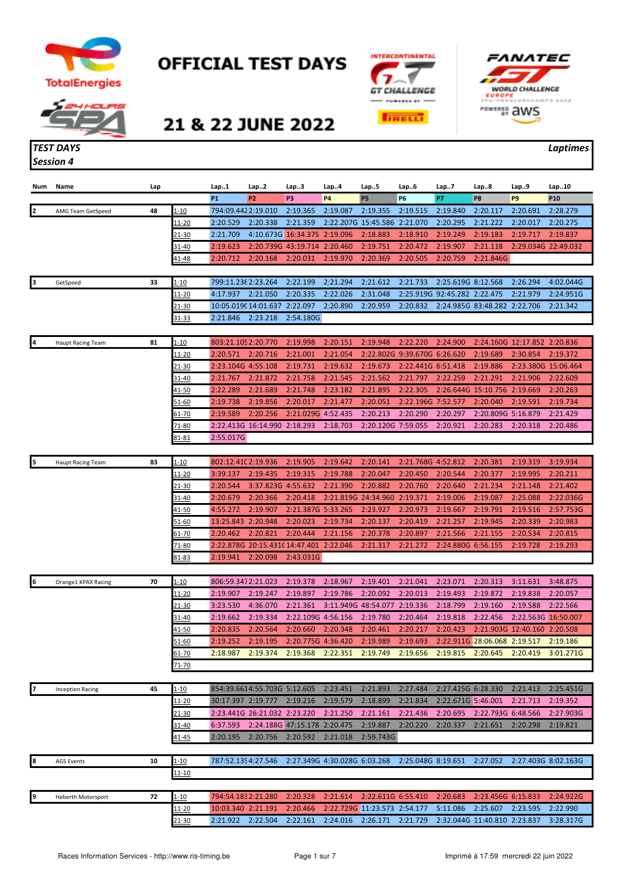# OFFICIAL TEST DAYS

## 21 & 22 JUNE 2022

**TEST DAYS** | **Laptimes**

**Session 4**

| Num | Name | Lap | | Lap..1 | Lap..2 | Lap..3 | Lap..4 | Lap..5 | Lap..6 | Lap..7 | Lap..8 | Lap..9 | Lap..10 |
|---|---|---|---|---|---|---|---|---|---|---|---|---|---|
| | | | | P1 | P2 | P3 | P4 | P5 | P6 | P7 | P8 | P9 | P10 |
| 2 | AMG Team GetSpeed | 48 | 1-10 | 794:09.442 | 2:19.010 | 2:19.365 | 2:19.087 | 2:19.355 | 2:19.515 | 2:19.840 | 2:20.117 | 2:20.691 | 2:28.279 |
| | | | 11-20 | 2:20.529 | 2:20.338 | 2:21.359 | 2:22.207G | 15:45.586 | 2:21.070 | 2:20.295 | 2:21.222 | 2:20.017 | 2:20.275 |
| | | | 21-30 | 2:21.709 | 4:10.673G | 16:34.375 | 2:19.096 | 2:18.883 | 2:18.910 | 2:19.249 | 2:19.183 | 2:19.717 | 2:19.837 |
| | | | 31-40 | 2:19.623 | 2:20.739G | 43:19.714 | 2:20.460 | 2:19.751 | 2:20.472 | 2:19.907 | 2:21.118 | 2:29.034G | 22:49.032 |
| | | | 41-48 | 2:20.712 | 2:20.168 | 2:20.031 | 2:19.970 | 2:20.369 | 2:20.505 | 2:20.759 | 2:21.846G | | |
| 3 | GetSpeed | 33 | 1-10 | 799:11.236 | 2:23.264 | 2:22.199 | 2:21.294 | 2:21.612 | 2:21.733 | 2:25.619G | 8:12.568 | 2:26.294 | 4:02.044G |
| | | | 11-20 | 4:17.937 | 2:21.050 | 2:20.335 | 2:22.026 | 2:31.048 | 2:25.919G | 92:45.282 | 2:22.475 | 2:21.979 | 2:24.951G |
| | | | 21-30 | 10:05.019G | 14:01.637 | 2:22.097 | 2:20.890 | 2:20.959 | 2:20.832 | 2:24.985G | 83:48.282 | 2:22.706 | 2:21.342 |
| | | | 31-33 | 2:21.846 | 2:23.218 | 2:54.180G | | | | | | | |
| 4 | Haupt Racing Team | 81 | 1-10 | 803:21.105 | 2:20.770 | 2:19.998 | 2:20.151 | 2:19.948 | 2:22.220 | 2:24.900 | 2:24.160G | 12:17.852 | 2:20.836 |
| | | | 11-20 | 2:20.571 | 2:20.716 | 2:21.001 | 2:21.054 | 2:22.802G | 9:39.670G | 6:26.620 | 2:19.689 | 2:30.854 | 2:19.372 |
| | | | 21-30 | 2:23.104G | 4:55.108 | 2:19.731 | 2:19.632 | 2:19.673 | 2:22.441G | 6:51.418 | 2:19.886 | 2:23.380G | 15:06.464 |
| | | | 31-40 | 2:21.767 | 2:21.872 | 2:21.758 | 2:21.545 | 2:21.562 | 2:21.797 | 2:22.259 | 2:21.291 | 2:21.906 | 2:22.609 |
| | | | 41-50 | 2:22.289 | 2:21.689 | 2:21.748 | 2:23.182 | 2:21.895 | 2:22.305 | 2:26.644G | 15:10.756 | 2:19.669 | 2:20.263 |
| | | | 51-60 | 2:19.738 | 2:19.856 | 2:20.017 | 2:21.477 | 2:20.051 | 2:22.196G | 7:52.577 | 2:20.040 | 2:19.591 | 2:19.734 |
| | | | 61-70 | 2:19.589 | 2:20.256 | 2:21.029G | 4:52.435 | 2:20.213 | 2:20.290 | 2:20.297 | 2:20.809G | 5:16.879 | 2:21.429 |
| | | | 71-80 | 2:22.413G | 16:14.990 | 2:18.293 | 2:18.703 | 2:20.120G | 7:59.055 | 2:20.921 | 2:20.283 | 2:20.318 | 2:20.486 |
| | | | 81-81 | 2:55.017G | | | | | | | | | |
| 5 | Haupt Racing Team | 83 | 1-10 | 802:12.410 | 2:19.936 | 2:19.905 | 2:19.642 | 2:20.141 | 2:21.768G | 4:52.812 | 2:20.381 | 2:19.319 | 3:19.934 |
| | | | 11-20 | 3:39.137 | 2:19.435 | 2:19.315 | 2:19.788 | 2:20.047 | 2:20.450 | 2:20.544 | 2:20.377 | 2:19.995 | 2:20.211 |
| | | | 21-30 | 2:20.544 | 3:37.823G | 4:55.632 | 2:21.390 | 2:20.882 | 2:20.760 | 2:20.640 | 2:21.234 | 2:21.148 | 2:21.402 |
| | | | 31-40 | 2:20.679 | 2:20.366 | 2:20.418 | 2:21.819G | 24:34.960 | 2:19.371 | 2:19.006 | 2:19.087 | 2:25.088 | 2:22.036G |
| | | | 41-50 | 4:55.272 | 2:19.907 | 2:21.387G | 5:33.265 | 2:23.927 | 2:20.973 | 2:19.667 | 2:19.791 | 2:19.516 | 2:57.753G |
| | | | 51-60 | 13:25.843 | 2:20.948 | 2:20.023 | 2:19.734 | 2:20.137 | 2:20.419 | 2:21.257 | 2:19.945 | 2:20.339 | 2:20.983 |
| | | | 61-70 | 2:20.462 | 2:20.821 | 2:20.444 | 2:21.156 | 2:20.378 | 2:20.897 | 2:21.566 | 2:21.155 | 2:20.534 | 2:20.815 |
| | | | 71-80 | 2:22.878G | 20:15.431G | 14:47.401 | 2:22.046 | 2:21.317 | 2:21.272 | 2:24.880G | 6:56.155 | 2:19.728 | 2:19.293 |
| | | | 81-83 | 2:19.941 | 2:20.098 | 2:43.031G | | | | | | | |
| 6 | Orange1 KPAX Racing | 70 | 1-10 | 806:59.347 | 2:21.023 | 2:19.378 | 2:18.967 | 2:19.401 | 2:21.041 | 2:23.071 | 2:20.313 | 3:11.631 | 3:48.875 |
| | | | 11-20 | 2:19.907 | 2:19.247 | 2:19.897 | 2:19.786 | 2:20.092 | 2:20.013 | 2:19.493 | 2:19.872 | 2:19.838 | 2:20.057 |
| | | | 21-30 | 3:23.530 | 4:36.070 | 2:21.361 | 3:11.949G | 48:54.077 | 2:19.336 | 2:18.799 | 2:19.160 | 2:19.588 | 2:22.566 |
| | | | 31-40 | 2:19.662 | 2:19.334 | 2:22.109G | 4:56.156 | 2:19.780 | 2:20.464 | 2:19.818 | 2:22.456 | 2:22.563G | 16:50.007 |
| | | | 41-50 | 2:20.835 | 2:20.564 | 2:20.660 | 2:20.348 | 2:20.461 | 2:20.217 | 2:20.423 | 2:21.903G | 12:40.160 | 2:20.508 |
| | | | 51-60 | 2:19.252 | 2:19.195 | 2:20.775G | 4:36.420 | 2:19.989 | 2:19.693 | 2:22.911G | 28:06.068 | 2:19.517 | 2:19.186 |
| | | | 61-70 | 2:18.987 | 2:19.374 | 2:19.368 | 2:22.351 | 2:19.749 | 2:19.656 | 2:19.815 | 2:20.645 | 2:20.419 | 3:01.271G |
| | | | 71-70 | | | | | | | | | | |
| 7 | Inception Racing | 45 | 1-10 | 854:39.661 | 4:55.703G | 5:12.605 | 2:23.451 | 2:21.893 | 2:27.484 | 2:27.425G | 6:28.330 | 2:21.413 | 2:25.451G |
| | | | 11-20 | 30:17.397 | 2:19.777 | 2:19.216 | 2:19.579 | 2:18.899 | 2:21.834 | 2:22.671G | 5:46.001 | 2:21.713 | 2:19.352 |
| | | | 21-30 | 2:23.441G | 26:21.032 | 2:23.220 | 2:21.250 | 2:21.161 | 2:21.436 | 2:20.695 | 2:22.793G | 6:48.566 | 2:27.903G |
| | | | 31-40 | 6:37.593 | 2:24.188G | 47:15.178 | 2:20.475 | 2:19.887 | 2:20.220 | 2:20.337 | 2:21.651 | 2:20.298 | 2:19.821 |
| | | | 41-45 | 2:20.195 | 2:20.756 | 2:20.592 | 2:21.018 | 2:59.743G | | | | | |
| 8 | AGS Events | 10 | 1-10 | 787:52.135 | 4:27.546 | 2:27.349G | 4:30.028G | 6:03.268 | 2:25.048G | 8:19.651 | 2:27.052 | 2:27.403G | 8:02.163G |
| | | | 11-10 | | | | | | | | | | |
| 9 | Heberth Motorsport | 72 | 1-10 | 794:54.183 | 2:21.280 | 2:20.328 | 2:21.614 | 2:22.611G | 6:55.410 | 2:20.683 | 2:23.456G | 6:15.833 | 2:24.922G |
| | | | 11-20 | 10:03.340 | 2:21.191 | 2:20.466 | 2:22.729G | 11:23.573 | 2:54.177 | 5:11.086 | 2:25.607 | 2:23.595 | 2:22.990 |
| | | | 21-30 | 2:21.922 | 2:22.504 | 2:22.161 | 2:24.016 | 2:26.171 | 2:21.729 | 2:32.044G | 11:40.810 | 2:23.837 | 3:28.317G |

Races Information Services - http://www.ris-timing.be

Imprimé à 17:59 mercredi 22 juin 2022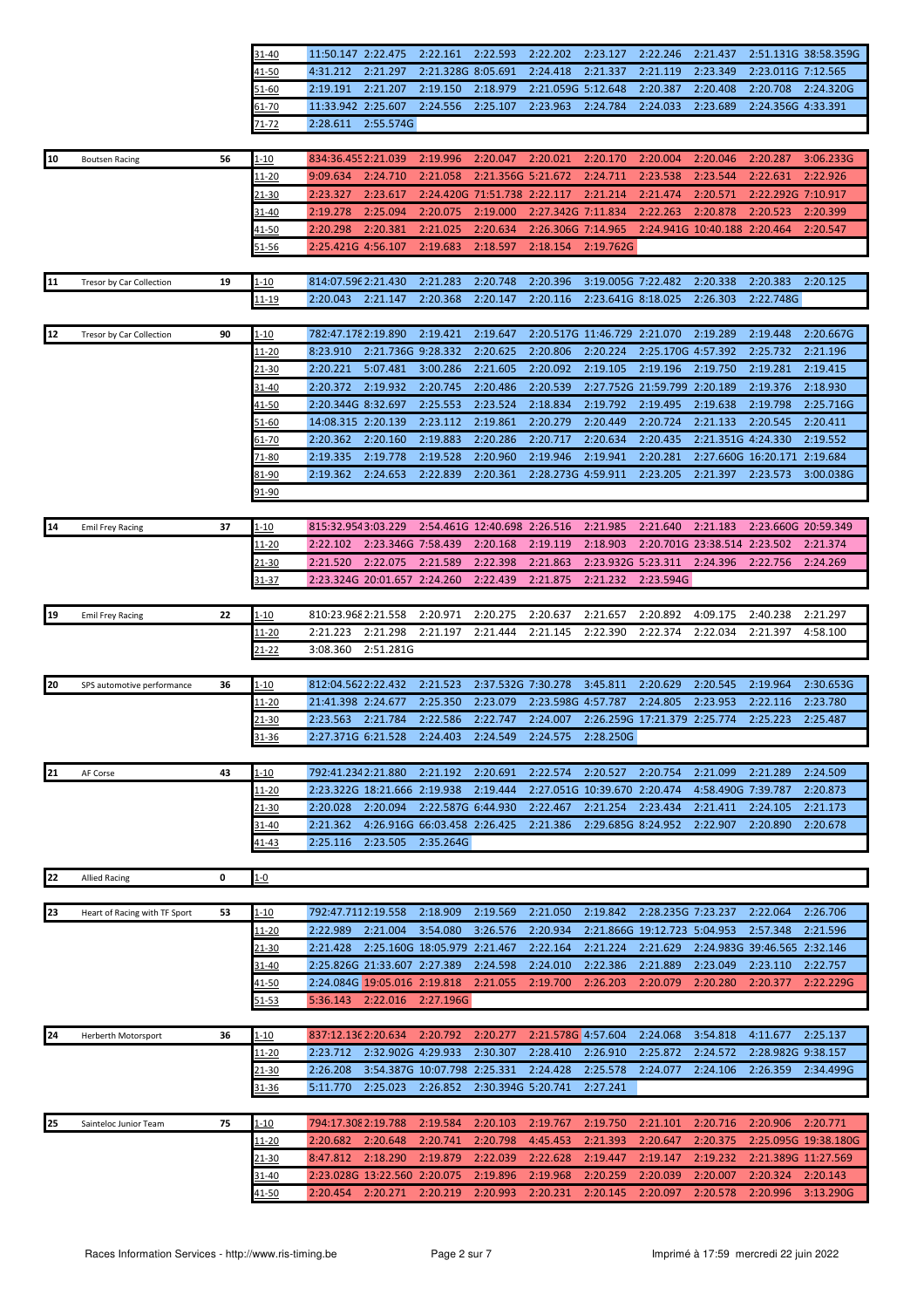| | | | | | | | | | | | | |
|---|---|---|---|---|---|---|---|---|---|---|---|---|
| | | | 31-40 | 11:50.147 | 2:22.475 | 2:22.161 | 2:22.593 | 2:22.202 | 2:23.127 | 2:22.246 | 2:21.437 | 2:51.131G 38:58.359G |
| | | | 41-50 | 4:31.212 | 2:21.297 | 2:21.328G | 8:05.691 | 2:24.418 | 2:21.337 | 2:21.119 | 2:23.349 | 2:23.011G 7:12.565 |
| | | | 51-60 | 2:19.191 | 2:21.207 | 2:19.150 | 2:18.979 | 2:21.059G | 5:12.648 | 2:20.387 | 2:20.408 | 2:20.708 2:24.320G |
| | | | 61-70 | 11:33.942 | 2:25.607 | 2:24.556 | 2:25.107 | 2:23.963 | 2:24.784 | 2:24.033 | 2:23.689 | 2:24.356G 4:33.391 |
| | | | 71-72 | 2:28.611 | 2:55.574G | | | | | | | |

| | | | | | | | | | | | | | |
|---|---|---|---|---|---|---|---|---|---|---|---|---|---|
| 10 | Boutsen Racing | 56 | 1-10 | 834:36.455 | 2:21.039 | 2:19.996 | 2:20.047 | 2:20.021 | 2:20.170 | 2:20.004 | 2:20.046 | 2:20.287 | 3:06.233G |
| | | | 11-20 | 9:09.634 | 2:24.710 | 2:21.058 | 2:21.356G | 5:21.672 | 2:24.711 | 2:23.538 | 2:23.544 | 2:22.631 | 2:22.926 |
| | | | 21-30 | 2:23.327 | 2:23.617 | 2:24.420G | 71:51.738 | 2:22.117 | 2:21.214 | 2:21.474 | 2:20.571 | 2:22.292G | 7:10.917 |
| | | | 31-40 | 2:19.278 | 2:25.094 | 2:20.075 | 2:19.000 | 2:27.342G | 7:11.834 | 2:22.263 | 2:20.878 | 2:20.523 | 2:20.399 |
| | | | 41-50 | 2:20.298 | 2:20.381 | 2:21.025 | 2:20.634 | 2:26.306G | 7:14.965 | 2:24.941G | 10:40.188 | 2:20.464 | 2:20.547 |
| | | | 51-56 | 2:25.421G | 4:56.107 | 2:19.683 | 2:18.597 | 2:18.154 | 2:19.762G | | | | |

| | | | | | | | | | | | | | |
|---|---|---|---|---|---|---|---|---|---|---|---|---|---|
| 11 | Tresor by Car Collection | 19 | 1-10 | 814:07.596 | 2:21.430 | 2:21.283 | 2:20.748 | 2:20.396 | 3:19.005G | 7:22.482 | 2:20.338 | 2:20.383 | 2:20.125 |
| | | | 11-19 | 2:20.043 | 2:21.147 | 2:20.368 | 2:20.147 | 2:20.116 | 2:23.641G | 8:18.025 | 2:26.303 | 2:22.748G | |

| | | | | | | | | | | | | | |
|---|---|---|---|---|---|---|---|---|---|---|---|---|---|
| 12 | Tresor by Car Collection | 90 | 1-10 | 782:47.178 | 2:19.890 | 2:19.421 | 2:19.647 | 2:20.517G | 11:46.729 | 2:21.070 | 2:19.289 | 2:19.448 | 2:20.667G |
| | | | 11-20 | 8:23.910 | 2:21.736G | 9:28.332 | 2:20.625 | 2:20.806 | 2:20.224 | 2:25.170G | 4:57.392 | 2:25.732 | 2:21.196 |
| | | | 21-30 | 2:20.221 | 5:07.481 | 3:00.286 | 2:21.605 | 2:20.092 | 2:19.105 | 2:19.196 | 2:19.750 | 2:19.281 | 2:19.415 |
| | | | 31-40 | 2:20.372 | 2:19.932 | 2:20.745 | 2:20.486 | 2:20.539 | 2:27.752G | 21:59.799 | 2:20.189 | 2:19.376 | 2:18.930 |
| | | | 41-50 | 2:20.344G | 8:32.697 | 2:25.553 | 2:23.524 | 2:18.834 | 2:19.792 | 2:19.495 | 2:19.638 | 2:19.798 | 2:25.716G |
| | | | 51-60 | 14:08.315 | 2:20.139 | 2:23.112 | 2:19.861 | 2:20.279 | 2:20.449 | 2:20.724 | 2:21.133 | 2:20.545 | 2:20.411 |
| | | | 61-70 | 2:20.362 | 2:20.160 | 2:19.883 | 2:20.286 | 2:20.717 | 2:20.634 | 2:20.435 | 2:21.351G | 4:24.330 | 2:19.552 |
| | | | 71-80 | 2:19.335 | 2:19.778 | 2:19.528 | 2:20.960 | 2:19.946 | 2:19.941 | 2:20.281 | 2:27.660G | 16:20.171 | 2:19.684 |
| | | | 81-90 | 2:19.362 | 2:24.653 | 2:22.839 | 2:20.361 | 2:28.273G | 4:59.911 | 2:23.205 | 2:21.397 | 2:23.573 | 3:00.038G |
| | | | 91-90 | | | | | | | | | | |

| | | | | | | | | | | | | | |
|---|---|---|---|---|---|---|---|---|---|---|---|---|---|
| 14 | Emil Frey Racing | 37 | 1-10 | 815:32.954 | 3:03.229 | 2:54.461G | 12:40.698 | 2:26.516 | 2:21.985 | 2:21.640 | 2:21.183 | 2:23.660G | 20:59.349 |
| | | | 11-20 | 2:22.102 | 2:23.346G | 7:58.439 | 2:20.168 | 2:19.119 | 2:18.903 | 2:20.701G | 23:38.514 | 2:23.502 | 2:21.374 |
| | | | 21-30 | 2:21.520 | 2:22.075 | 2:21.589 | 2:22.398 | 2:21.863 | 2:23.932G | 5:23.311 | 2:24.396 | 2:22.756 | 2:24.269 |
| | | | 31-37 | 2:23.324G | 20:01.657 | 2:24.260 | 2:22.439 | 2:21.875 | 2:21.232 | 2:23.594G | | | |

| | | | | | | | | | | | | | |
|---|---|---|---|---|---|---|---|---|---|---|---|---|---|
| 19 | Emil Frey Racing | 22 | 1-10 | 810:23.968 | 2:21.558 | 2:20.971 | 2:20.275 | 2:20.637 | 2:21.657 | 2:20.892 | 4:09.175 | 2:40.238 | 2:21.297 |
| | | | 11-20 | 2:21.223 | 2:21.298 | 2:21.197 | 2:21.444 | 2:21.145 | 2:22.390 | 2:22.374 | 2:22.034 | 2:21.397 | 4:58.100 |
| | | | 21-22 | 3:08.360 | 2:51.281G | | | | | | | | |

| | | | | | | | | | | | | | |
|---|---|---|---|---|---|---|---|---|---|---|---|---|---|
| 20 | SPS automotive performance | 36 | 1-10 | 812:04.562 | 2:22.432 | 2:21.523 | 2:37.532G | 7:30.278 | 3:45.811 | 2:20.629 | 2:20.545 | 2:19.964 | 2:30.653G |
| | | | 11-20 | 21:41.398 | 2:24.677 | 2:25.350 | 2:23.079 | 2:23.598G | 4:57.787 | 2:24.805 | 2:23.953 | 2:22.116 | 2:23.780 |
| | | | 21-30 | 2:23.563 | 2:21.784 | 2:22.586 | 2:22.747 | 2:24.007 | 2:26.259G | 17:21.379 | 2:25.774 | 2:25.223 | 2:25.487 |
| | | | 31-36 | 2:27.371G | 6:21.528 | 2:24.403 | 2:24.549 | 2:24.575 | 2:28.250G | | | | |

| | | | | | | | | | | | | | |
|---|---|---|---|---|---|---|---|---|---|---|---|---|---|
| 21 | AF Corse | 43 | 1-10 | 792:41.234 | 2:21.880 | 2:21.192 | 2:20.691 | 2:22.574 | 2:20.527 | 2:20.754 | 2:21.099 | 2:21.289 | 2:24.509 |
| | | | 11-20 | 2:23.322G | 18:21.666 | 2:19.938 | 2:19.444 | 2:27.051G | 10:39.670 | 2:20.474 | 4:58.490G | 7:39.787 | 2:20.873 |
| | | | 21-30 | 2:20.028 | 2:20.094 | 2:22.587G | 6:44.930 | 2:22.467 | 2:21.254 | 2:23.434 | 2:21.411 | 2:24.105 | 2:21.173 |
| | | | 31-40 | 2:21.362 | 4:26.916G | 66:03.458 | 2:26.425 | 2:21.386 | 2:29.685G | 8:24.952 | 2:22.907 | 2:20.890 | 2:20.678 |
| | | | 41-43 | 2:25.116 | 2:23.505 | 2:35.264G | | | | | | | |

| | | | |
|---|---|---|---|
| 22 | Allied Racing | 0 | 1-0 |

| | | | | | | | | | | | | | |
|---|---|---|---|---|---|---|---|---|---|---|---|---|---|
| 23 | Heart of Racing with TF Sport | 53 | 1-10 | 792:47.711 | 2:19.558 | 2:18.909 | 2:19.569 | 2:21.050 | 2:19.842 | 2:28.235G | 7:23.237 | 2:22.064 | 2:26.706 |
| | | | 11-20 | 2:22.989 | 2:21.004 | 3:54.080 | 3:26.576 | 2:20.934 | 2:21.866G | 19:12.723 | 5:04.953 | 2:57.348 | 2:21.596 |
| | | | 21-30 | 2:21.428 | 2:25.160G | 18:05.979 | 2:21.467 | 2:22.164 | 2:21.224 | 2:21.629 | 2:24.983G | 39:46.565 | 2:32.146 |
| | | | 31-40 | 2:25.826G | 21:33.607 | 2:27.389 | 2:24.598 | 2:24.010 | 2:22.386 | 2:21.889 | 2:23.049 | 2:23.110 | 2:22.757 |
| | | | 41-50 | 2:24.084G | 19:05.016 | 2:19.818 | 2:21.055 | 2:19.700 | 2:26.203 | 2:20.079 | 2:20.280 | 2:20.377 | 2:22.229G |
| | | | 51-53 | 5:36.143 | 2:22.016 | 2:27.196G | | | | | | | |

| | | | | | | | | | | | | | |
|---|---|---|---|---|---|---|---|---|---|---|---|---|---|
| 24 | Herberth Motorsport | 36 | 1-10 | 837:12.136 | 2:20.634 | 2:20.792 | 2:20.277 | 2:21.578G | 4:57.604 | 2:24.068 | 3:54.818 | 4:11.677 | 2:25.137 |
| | | | 11-20 | 2:23.712 | 2:32.902G | 4:29.933 | 2:30.307 | 2:28.410 | 2:26.910 | 2:25.872 | 2:24.572 | 2:28.982G | 9:38.157 |
| | | | 21-30 | 2:26.208 | 3:54.387G | 10:07.798 | 2:25.331 | 2:24.428 | 2:25.578 | 2:24.077 | 2:24.106 | 2:26.359 | 2:34.499G |
| | | | 31-36 | 5:11.770 | 2:25.023 | 2:26.852 | 2:30.394G | 5:20.741 | 2:27.241 | | | | |

| | | | | | | | | | | | | | |
|---|---|---|---|---|---|---|---|---|---|---|---|---|---|
| 25 | Sainteloc Junior Team | 75 | 1-10 | 794:17.308 | 2:19.788 | 2:19.584 | 2:20.103 | 2:19.767 | 2:19.750 | 2:21.101 | 2:20.716 | 2:20.906 | 2:20.771 |
| | | | 11-20 | 2:20.682 | 2:20.648 | 2:20.741 | 2:20.798 | 4:45.453 | 2:21.393 | 2:20.647 | 2:20.375 | 2:25.095G | 19:38.180G |
| | | | 21-30 | 8:47.812 | 2:18.290 | 2:19.879 | 2:22.039 | 2:22.628 | 2:19.447 | 2:19.147 | 2:19.232 | 2:21.389G | 11:27.569 |
| | | | 31-40 | 2:23.028G | 13:22.560 | 2:20.075 | 2:19.896 | 2:19.968 | 2:20.259 | 2:20.039 | 2:20.007 | 2:20.324 | 2:20.143 |
| | | | 41-50 | 2:20.454 | 2:20.271 | 2:20.219 | 2:20.993 | 2:20.231 | 2:20.145 | 2:20.097 | 2:20.578 | 2:20.996 | 3:13.290G |

Races Information Services - http://www.ris-timing.be

Imprimé à 17:59 mercredi 22 juin 2022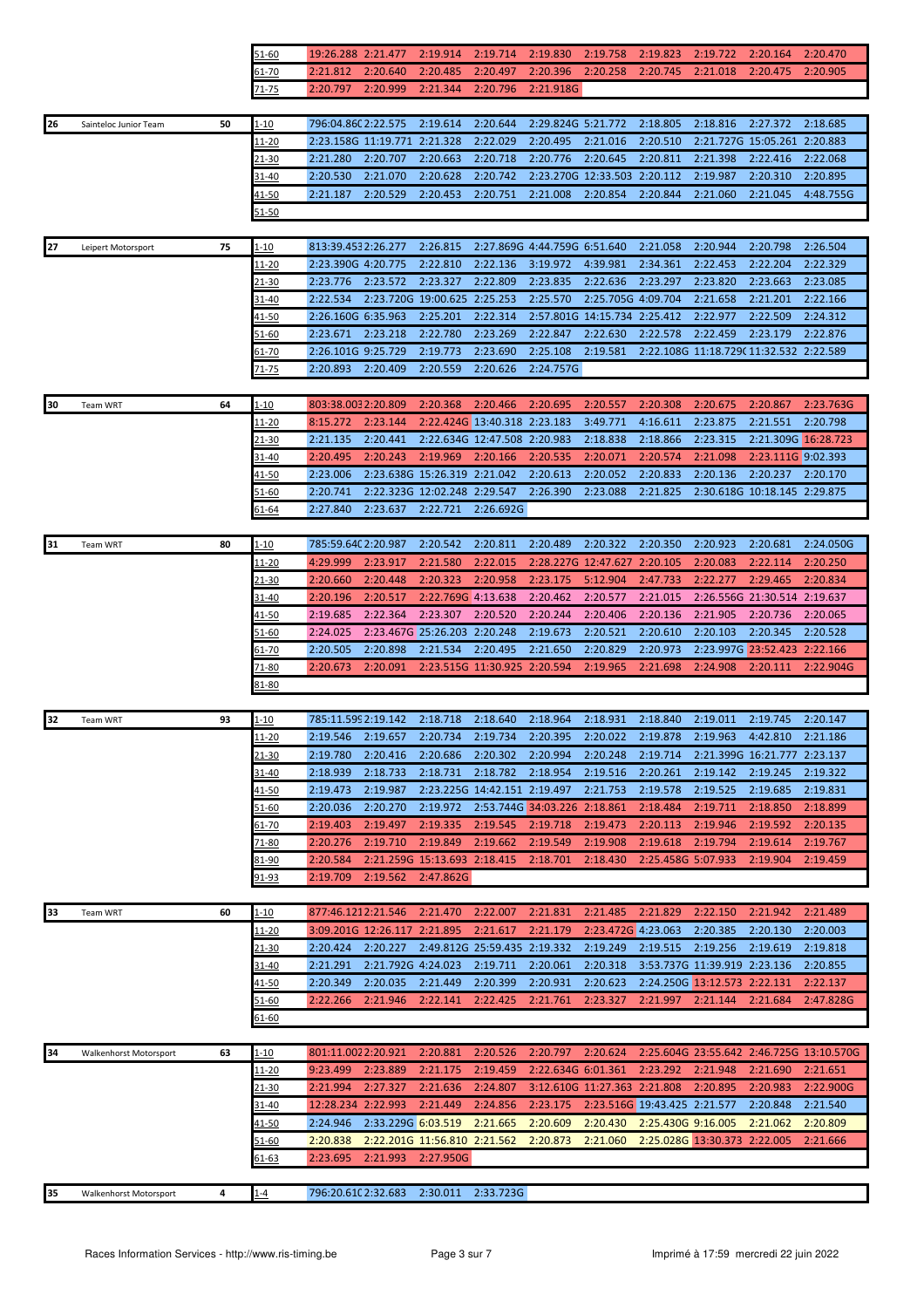| Pos | Team | Laps | Laps range | 1 | 2 | 3 | 4 | 5 | 6 | 7 | 8 | 9 | 10 |
|---|---|---|---|---|---|---|---|---|---|---|---|---|---|
| | | | 51-60 | 19:26.288 | 2:21.477 | 2:19.914 | 2:19.714 | 2:19.830 | 2:19.758 | 2:19.823 | 2:19.722 | 2:20.164 | 2:20.470 |
| | | | 61-70 | 2:21.812 | 2:20.640 | 2:20.485 | 2:20.497 | 2:20.396 | 2:20.258 | 2:20.745 | 2:21.018 | 2:20.475 | 2:20.905 |
| | | | 71-75 | 2:20.797 | 2:20.999 | 2:21.344 | 2:20.796 | 2:21.918G | | | | | |
| 26 | Sainteloc Junior Team | 50 | 1-10 | 796:04.860 | 2:22.575 | 2:19.614 | 2:20.644 | 2:29.824G | 5:21.772 | 2:18.805 | 2:18.816 | 2:27.372 | 2:18.685 |
| | | | 11-20 | 2:23.158G | 11:19.771 | 2:21.328 | 2:22.029 | 2:20.495 | 2:21.016 | 2:20.510 | 2:21.727G | 15:05.261 | 2:20.883 |
| | | | 21-30 | 2:21.280 | 2:20.707 | 2:20.663 | 2:20.718 | 2:20.776 | 2:20.645 | 2:20.811 | 2:21.398 | 2:22.416 | 2:22.068 |
| | | | 31-40 | 2:20.530 | 2:21.070 | 2:20.628 | 2:20.742 | 2:23.270G | 12:33.503 | 2:20.112 | 2:19.987 | 2:20.310 | 2:20.895 |
| | | | 41-50 | 2:21.187 | 2:20.529 | 2:20.453 | 2:20.751 | 2:21.008 | 2:20.854 | 2:20.844 | 2:21.060 | 2:21.045 | 4:48.755G |
| | | | 51-50 | | | | | | | | | | |
| 27 | Leipert Motorsport | 75 | 1-10 | 813:39.453 | 2:26.277 | 2:26.815 | 2:27.869G | 4:44.759G | 6:51.640 | 2:21.058 | 2:20.944 | 2:20.798 | 2:26.504 |
| | | | 11-20 | 2:23.390G | 4:20.775 | 2:22.810 | 2:22.136 | 3:19.972 | 4:39.981 | 2:34.361 | 2:22.453 | 2:22.204 | 2:22.329 |
| | | | 21-30 | 2:23.776 | 2:23.572 | 2:23.327 | 2:22.809 | 2:23.835 | 2:22.636 | 2:23.297 | 2:23.820 | 2:23.663 | 2:23.085 |
| | | | 31-40 | 2:22.534 | 2:23.720G | 19:00.625 | 2:25.253 | 2:25.570 | 2:25.705G | 4:09.704 | 2:21.658 | 2:21.201 | 2:22.166 |
| | | | 41-50 | 2:26.160G | 6:35.963 | 2:25.201 | 2:22.314 | 2:57.801G | 14:15.734 | 2:25.412 | 2:22.977 | 2:22.509 | 2:24.312 |
| | | | 51-60 | 2:23.671 | 2:23.218 | 2:22.780 | 2:23.269 | 2:22.847 | 2:22.630 | 2:22.578 | 2:22.459 | 2:23.179 | 2:22.876 |
| | | | 61-70 | 2:26.101G | 9:25.729 | 2:19.773 | 2:23.690 | 2:25.108 | 2:19.581 | 2:22.108G | 11:18.729 | 11:32.532 | 2:22.589 |
| | | | 71-75 | 2:20.893 | 2:20.409 | 2:20.559 | 2:20.626 | 2:24.757G | | | | | |
| 30 | Team WRT | 64 | 1-10 | 803:38.003 | 2:20.809 | 2:20.368 | 2:20.466 | 2:20.695 | 2:20.557 | 2:20.308 | 2:20.675 | 2:20.867 | 2:23.763G |
| | | | 11-20 | 8:15.272 | 2:23.144 | 2:22.424G | 13:40.318 | 2:23.183 | 3:49.771 | 4:16.611 | 2:23.875 | 2:21.551 | 2:20.798 |
| | | | 21-30 | 2:21.135 | 2:20.441 | 2:22.634G | 12:47.508 | 2:20.983 | 2:18.838 | 2:18.866 | 2:23.315 | 2:21.309G | 16:28.723 |
| | | | 31-40 | 2:20.495 | 2:20.243 | 2:19.969 | 2:20.166 | 2:20.535 | 2:20.071 | 2:20.574 | 2:21.098 | 2:23.111G | 9:02.393 |
| | | | 41-50 | 2:23.006 | 2:23.638G | 15:26.319 | 2:21.042 | 2:20.613 | 2:20.052 | 2:20.833 | 2:20.136 | 2:20.237 | 2:20.170 |
| | | | 51-60 | 2:20.741 | 2:22.323G | 12:02.248 | 2:29.547 | 2:26.390 | 2:23.088 | 2:21.825 | 2:30.618G | 10:18.145 | 2:29.875 |
| | | | 61-64 | 2:27.840 | 2:23.637 | 2:22.721 | 2:26.692G | | | | | | |
| 31 | Team WRT | 80 | 1-10 | 785:59.640 | 2:20.987 | 2:20.542 | 2:20.811 | 2:20.489 | 2:20.322 | 2:20.350 | 2:20.923 | 2:20.681 | 2:24.050G |
| | | | 11-20 | 4:29.999 | 2:23.917 | 2:21.580 | 2:22.015 | 2:28.227G | 12:47.627 | 2:20.105 | 2:20.083 | 2:22.114 | 2:20.250 |
| | | | 21-30 | 2:20.660 | 2:20.448 | 2:20.323 | 2:20.958 | 2:23.175 | 5:12.904 | 2:47.733 | 2:22.277 | 2:29.465 | 2:20.834 |
| | | | 31-40 | 2:20.196 | 2:20.517 | 2:22.769G | 4:13.638 | 2:20.462 | 2:20.577 | 2:21.015 | 2:26.556G | 21:30.514 | 2:19.637 |
| | | | 41-50 | 2:19.685 | 2:22.364 | 2:23.307 | 2:20.520 | 2:20.244 | 2:20.406 | 2:20.136 | 2:21.905 | 2:20.736 | 2:20.065 |
| | | | 51-60 | 2:24.025 | 2:23.467G | 25:26.203 | 2:20.248 | 2:19.673 | 2:20.521 | 2:20.610 | 2:20.103 | 2:20.345 | 2:20.528 |
| | | | 61-70 | 2:20.505 | 2:20.898 | 2:21.534 | 2:20.495 | 2:21.650 | 2:20.829 | 2:20.973 | 2:23.997G | 23:52.423 | 2:22.166 |
| | | | 71-80 | 2:20.673 | 2:20.091 | 2:23.515G | 11:30.925 | 2:20.594 | 2:19.965 | 2:21.698 | 2:24.908 | 2:20.111 | 2:22.904G |
| | | | 81-80 | | | | | | | | | | |
| 32 | Team WRT | 93 | 1-10 | 785:11.599 | 2:19.142 | 2:18.718 | 2:18.640 | 2:18.964 | 2:18.931 | 2:18.840 | 2:19.011 | 2:19.745 | 2:20.147 |
| | | | 11-20 | 2:19.546 | 2:19.657 | 2:20.734 | 2:19.734 | 2:20.395 | 2:20.022 | 2:19.878 | 2:19.963 | 4:42.810 | 2:21.186 |
| | | | 21-30 | 2:19.780 | 2:20.416 | 2:20.686 | 2:20.302 | 2:20.994 | 2:20.248 | 2:19.714 | 2:21.399G | 16:21.777 | 2:23.137 |
| | | | 31-40 | 2:18.939 | 2:18.733 | 2:18.731 | 2:18.782 | 2:18.954 | 2:19.516 | 2:20.261 | 2:19.142 | 2:19.245 | 2:19.322 |
| | | | 41-50 | 2:19.473 | 2:19.987 | 2:23.225G | 14:42.151 | 2:19.497 | 2:21.753 | 2:19.578 | 2:19.525 | 2:19.685 | 2:19.831 |
| | | | 51-60 | 2:20.036 | 2:20.270 | 2:19.972 | 2:53.744G | 34:03.226 | 2:18.861 | 2:18.484 | 2:19.711 | 2:18.850 | 2:18.899 |
| | | | 61-70 | 2:19.403 | 2:19.497 | 2:19.335 | 2:19.545 | 2:19.718 | 2:19.473 | 2:20.113 | 2:19.946 | 2:19.592 | 2:20.135 |
| | | | 71-80 | 2:20.276 | 2:19.710 | 2:19.849 | 2:19.662 | 2:19.549 | 2:19.908 | 2:19.618 | 2:19.794 | 2:19.614 | 2:19.767 |
| | | | 81-90 | 2:20.584 | 2:21.259G | 15:13.693 | 2:18.415 | 2:18.701 | 2:18.430 | 2:25.458G | 5:07.933 | 2:19.904 | 2:19.459 |
| | | | 91-93 | 2:19.709 | 2:19.562 | 2:47.862G | | | | | | | |
| 33 | Team WRT | 60 | 1-10 | 877:46.121 | 2:21.546 | 2:21.470 | 2:22.007 | 2:21.831 | 2:21.485 | 2:21.829 | 2:22.150 | 2:21.942 | 2:21.489 |
| | | | 11-20 | 3:09.201G | 12:26.117 | 2:21.895 | 2:21.617 | 2:21.179 | 2:23.472G | 4:23.063 | 2:20.385 | 2:20.130 | 2:20.003 |
| | | | 21-30 | 2:20.424 | 2:20.227 | 2:49.812G | 25:59.435 | 2:19.332 | 2:19.249 | 2:19.515 | 2:19.256 | 2:19.619 | 2:19.818 |
| | | | 31-40 | 2:21.291 | 2:21.792G | 4:24.023 | 2:19.711 | 2:20.061 | 2:20.318 | 3:53.737G | 11:39.919 | 2:23.136 | 2:20.855 |
| | | | 41-50 | 2:20.349 | 2:20.035 | 2:21.449 | 2:20.399 | 2:20.931 | 2:20.623 | 2:24.250G | 13:12.573 | 2:22.131 | 2:22.137 |
| | | | 51-60 | 2:22.266 | 2:21.946 | 2:22.141 | 2:22.425 | 2:21.761 | 2:23.327 | 2:21.997 | 2:21.144 | 2:21.684 | 2:47.828G |
| | | | 61-60 | | | | | | | | | | |
| 34 | Walkenhorst Motorsport | 63 | 1-10 | 801:11.002 | 2:20.921 | 2:20.881 | 2:20.526 | 2:20.797 | 2:20.624 | 2:25.604G | 23:55.642 | 2:46.725G | 13:10.570G |
| | | | 11-20 | 9:23.499 | 2:23.889 | 2:21.175 | 2:19.459 | 2:22.634G | 6:01.361 | 2:23.292 | 2:21.948 | 2:21.690 | 2:21.651 |
| | | | 21-30 | 2:21.994 | 2:27.327 | 2:21.636 | 2:24.807 | 3:12.610G | 11:27.363 | 2:21.808 | 2:20.895 | 2:20.983 | 2:22.900G |
| | | | 31-40 | 12:28.234 | 2:22.993 | 2:21.449 | 2:24.856 | 2:23.175 | 2:23.516G | 19:43.425 | 2:21.577 | 2:20.848 | 2:21.540 |
| | | | 41-50 | 2:24.946 | 2:33.229G | 6:03.519 | 2:21.665 | 2:20.609 | 2:20.430 | 2:25.430G | 9:16.005 | 2:21.062 | 2:20.809 |
| | | | 51-60 | 2:20.838 | 2:22.201G | 11:56.810 | 2:21.562 | 2:20.873 | 2:21.060 | 2:25.028G | 13:30.373 | 2:22.005 | 2:21.666 |
| | | | 61-63 | 2:23.695 | 2:21.993 | 2:27.950G | | | | | | | |
| 35 | Walkenhorst Motorsport | 4 | 1-4 | 796:20.610 | 2:32.683 | 2:30.011 | 2:33.723G | | | | | | |

Races Information Services - http://www.ris-timing.be

Imprimé à 17:59 mercredi 22 juin 2022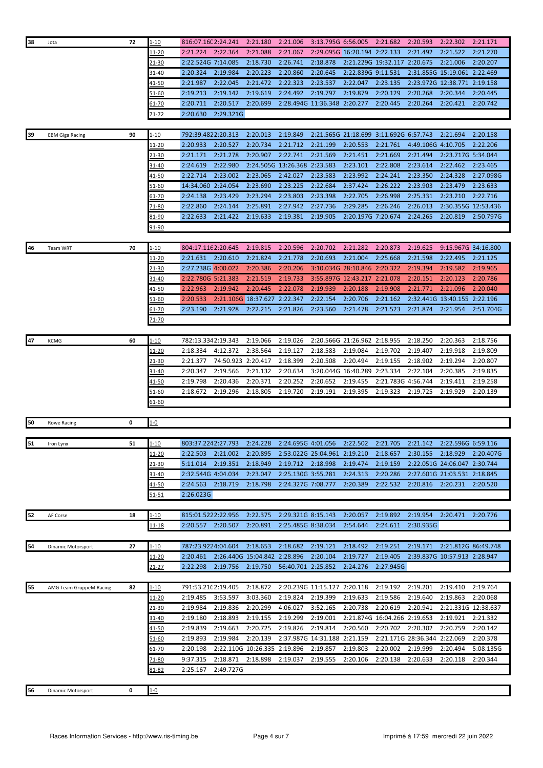| No | Team | Laps | Range | 1 | 2 | 3 | 4 | 5 | 6 | 7 | 8 | 9 | 10 |
|---|---|---|---|---|---|---|---|---|---|---|---|---|---|
| 38 | Jota | 72 | 1-10 | 816:07.16( | 2:24.241 | 2:21.180 | 2:21.006 | 3:13.795G | 6:56.005 | 2:21.682 | 2:20.593 | 2:22.302 | 2:21.171 |
| | | | 11-20 | 2:21.224 | 2:22.364 | 2:21.088 | 2:21.067 | 2:29.095G | 16:20.194 | 2:22.133 | 2:21.492 | 2:21.522 | 2:21.270 |
| | | | 21-30 | 2:22.524G | 7:14.085 | 2:18.730 | 2:26.741 | 2:18.878 | 2:21.229G | 19:32.117 | 2:20.675 | 2:21.006 | 2:20.207 |
| | | | 31-40 | 2:20.324 | 2:19.984 | 2:20.223 | 2:20.860 | 2:20.645 | 2:22.839G | 9:11.531 | 2:31.855G | 15:19.061 | 2:22.469 |
| | | | 41-50 | 2:21.987 | 2:22.045 | 2:21.472 | 2:22.323 | 2:23.537 | 2:22.047 | 2:23.135 | 2:23.972G | 12:38.771 | 2:19.158 |
| | | | 51-60 | 2:19.213 | 2:19.142 | 2:19.619 | 2:24.492 | 2:19.797 | 2:19.879 | 2:20.129 | 2:20.268 | 2:20.344 | 2:20.445 |
| | | | 61-70 | 2:20.711 | 2:20.517 | 2:20.699 | 2:28.494G | 11:36.348 | 2:20.277 | 2:20.445 | 2:20.264 | 2:20.421 | 2:20.742 |
| | | | 71-72 | 2:20.630 | 2:29.321G | | | | | | | | |
| 39 | EBM Giga Racing | 90 | 1-10 | 792:39.482 | 2:20.313 | 2:20.013 | 2:19.849 | 2:21.565G | 21:18.699 | 3:11.692G | 6:57.743 | 2:21.694 | 2:20.158 |
| | | | 11-20 | 2:20.933 | 2:20.527 | 2:20.734 | 2:21.712 | 2:21.199 | 2:20.553 | 2:21.761 | 4:49.106G | 4:10.705 | 2:22.206 |
| | | | 21-30 | 2:21.171 | 2:21.278 | 2:20.907 | 2:22.741 | 2:21.569 | 2:21.451 | 2:21.669 | 2:21.494 | 2:23.717G | 5:34.044 |
| | | | 31-40 | 2:24.619 | 2:22.980 | 2:24.505G | 13:26.368 | 2:23.583 | 2:23.101 | 2:22.808 | 2:23.614 | 2:22.462 | 2:23.465 |
| | | | 41-50 | 2:22.714 | 2:23.002 | 2:23.065 | 2:42.027 | 2:23.583 | 2:23.992 | 2:24.241 | 2:23.350 | 2:24.328 | 2:27.098G |
| | | | 51-60 | 14:34.060 | 2:24.054 | 2:23.690 | 2:23.225 | 2:22.684 | 2:37.424 | 2:26.222 | 2:23.903 | 2:23.479 | 2:23.633 |
| | | | 61-70 | 2:24.138 | 2:23.429 | 2:23.294 | 2:23.803 | 2:23.398 | 2:22.705 | 2:26.998 | 2:25.331 | 2:23.210 | 2:22.716 |
| | | | 71-80 | 2:22.860 | 2:24.144 | 2:25.891 | 2:27.942 | 2:27.736 | 2:29.285 | 2:26.246 | 2:26.013 | 2:30.355G | 12:53.436 |
| | | | 81-90 | 2:22.633 | 2:21.422 | 2:19.633 | 2:19.381 | 2:19.905 | 2:20.197G | 7:20.674 | 2:24.265 | 2:20.819 | 2:50.797G |
| | | | 91-90 | | | | | | | | | | |
| 46 | Team WRT | 70 | 1-10 | 804:17.11( | 2:20.645 | 2:19.815 | 2:20.596 | 2:20.702 | 2:21.282 | 2:20.873 | 2:19.625 | 9:15.967G | 34:16.800 |
| | | | 11-20 | 2:21.631 | 2:20.610 | 2:21.824 | 2:21.778 | 2:20.693 | 2:21.004 | 2:25.668 | 2:21.598 | 2:22.495 | 2:21.125 |
| | | | 21-30 | 2:27.238G | 4:00.022 | 2:20.386 | 2:20.206 | 3:10.034G | 28:10.846 | 2:20.322 | 2:19.394 | 2:19.582 | 2:19.965 |
| | | | 31-40 | 2:22.780G | 5:21.383 | 2:21.519 | 2:19.733 | 3:55.897G | 12:43.217 | 2:21.078 | 2:20.151 | 2:20.123 | 2:20.786 |
| | | | 41-50 | 2:22.963 | 2:19.942 | 2:20.445 | 2:22.078 | 2:19.939 | 2:20.188 | 2:19.908 | 2:21.771 | 2:21.096 | 2:20.040 |
| | | | 51-60 | 2:20.533 | 2:21.106G | 18:37.627 | 2:22.347 | 2:22.154 | 2:20.706 | 2:21.162 | 2:32.441G | 13:40.155 | 2:22.196 |
| | | | 61-70 | 2:23.190 | 2:21.928 | 2:22.215 | 2:21.826 | 2:23.560 | 2:21.478 | 2:21.523 | 2:21.874 | 2:21.954 | 2:51.704G |
| | | | 71-70 | | | | | | | | | | |
| 47 | KCMG | 60 | 1-10 | 782:13.334 | 2:19.343 | 2:19.066 | 2:19.026 | 2:20.566G | 21:26.962 | 2:18.955 | 2:18.250 | 2:20.363 | 2:18.756 |
| | | | 11-20 | 2:18.334 | 4:12.372 | 2:38.564 | 2:19.127 | 2:18.583 | 2:19.084 | 2:19.702 | 2:19.407 | 2:19.918 | 2:19.809 |
| | | | 21-30 | 2:21.377 | 74:50.923 | 2:20.417 | 2:18.399 | 2:20.508 | 2:20.494 | 2:19.155 | 2:18.902 | 2:19.294 | 2:20.807 |
| | | | 31-40 | 2:20.347 | 2:19.566 | 2:21.132 | 2:20.634 | 3:20.044G | 16:40.289 | 2:23.334 | 2:22.104 | 2:20.385 | 2:19.835 |
| | | | 41-50 | 2:19.798 | 2:20.436 | 2:20.371 | 2:20.252 | 2:20.652 | 2:19.455 | 2:21.783G | 4:56.744 | 2:19.411 | 2:19.258 |
| | | | 51-60 | 2:18.672 | 2:19.296 | 2:18.805 | 2:19.720 | 2:19.191 | 2:19.395 | 2:19.323 | 2:19.725 | 2:19.929 | 2:20.139 |
| | | | 61-60 | | | | | | | | | | |
| 50 | Rowe Racing | 0 | 1-0 | | | | | | | | | | |
| 51 | Iron Lynx | 51 | 1-10 | 803:37.224 | 2:27.793 | 2:24.228 | 2:24.695G | 4:01.056 | 2:22.502 | 2:21.705 | 2:21.142 | 2:22.596G | 6:59.116 |
| | | | 11-20 | 2:22.503 | 2:21.002 | 2:20.895 | 2:53.022G | 25:04.961 | 2:19.210 | 2:18.657 | 2:30.155 | 2:18.929 | 2:20.407G |
| | | | 21-30 | 5:11.014 | 2:19.351 | 2:18.949 | 2:19.712 | 2:18.998 | 2:19.474 | 2:19.159 | 2:22.051G | 24:06.047 | 2:30.744 |
| | | | 31-40 | 2:32.544G | 4:04.034 | 2:23.047 | 2:25.130G | 3:55.281 | 2:24.313 | 2:20.286 | 2:27.601G | 21:03.531 | 2:18.845 |
| | | | 41-50 | 2:24.563 | 2:18.719 | 2:18.798 | 2:24.327G | 7:08.777 | 2:20.389 | 2:22.532 | 2:20.816 | 2:20.231 | 2:20.520 |
| | | | 51-51 | 2:26.023G | | | | | | | | | |
| 52 | AF Corse | 18 | 1-10 | 815:01.522 | 2:22.956 | 2:22.375 | 2:29.321G | 8:15.143 | 2:20.057 | 2:19.892 | 2:19.954 | 2:20.471 | 2:20.776 |
| | | | 11-18 | 2:20.557 | 2:20.507 | 2:20.891 | 2:25.485G | 8:38.034 | 2:54.644 | 2:24.611 | 2:30.935G | | |
| 54 | Dinamic Motorsport | 27 | 1-10 | 787:23.922 | 4:04.604 | 2:18.653 | 2:18.682 | 2:19.121 | 2:18.492 | 2:19.251 | 2:19.171 | 2:21.812G | 86:49.748 |
| | | | 11-20 | 2:20.461 | 2:26.440G | 15:04.842 | 2:28.896 | 2:20.104 | 2:19.727 | 2:19.405 | 2:39.837G | 10:57.913 | 2:28.947 |
| | | | 21-27 | 2:22.298 | 2:19.756 | 2:19.750 | 56:40.701 | 2:25.852 | 2:24.276 | 2:27.945G | | | |
| 55 | AMG Team GruppeM Racing | 82 | 1-10 | 791:53.216 | 2:19.405 | 2:18.872 | 2:20.239G | 11:15.127 | 2:20.118 | 2:19.192 | 2:19.201 | 2:19.410 | 2:19.764 |
| | | | 11-20 | 2:19.485 | 3:53.597 | 3:03.360 | 2:19.824 | 2:19.399 | 2:19.633 | 2:19.586 | 2:19.640 | 2:19.863 | 2:20.068 |
| | | | 21-30 | 2:19.984 | 2:19.836 | 2:20.299 | 4:06.027 | 3:52.165 | 2:20.738 | 2:20.619 | 2:20.941 | 2:21.331G | 12:38.637 |
| | | | 31-40 | 2:19.180 | 2:18.893 | 2:19.155 | 2:19.299 | 2:19.001 | 2:21.874G | 16:04.266 | 2:19.653 | 2:19.921 | 2:21.332 |
| | | | 41-50 | 2:19.839 | 2:19.663 | 2:20.725 | 2:19.826 | 2:19.814 | 2:20.560 | 2:20.702 | 2:20.302 | 2:20.759 | 2:20.142 |
| | | | 51-60 | 2:19.893 | 2:19.984 | 2:20.139 | 2:37.987G | 14:31.188 | 2:21.159 | 2:21.171G | 28:36.344 | 2:22.069 | 2:20.378 |
| | | | 61-70 | 2:20.198 | 2:22.110G | 10:26.335 | 2:19.896 | 2:19.857 | 2:19.803 | 2:20.002 | 2:19.999 | 2:20.494 | 5:08.135G |
| | | | 71-80 | 9:37.315 | 2:18.871 | 2:18.898 | 2:19.037 | 2:19.555 | 2:20.106 | 2:20.138 | 2:20.633 | 2:20.118 | 2:20.344 |
| | | | 81-82 | 2:25.167 | 2:49.727G | | | | | | | | |
| 56 | Dinamic Motorsport | 0 | 1-0 | | | | | | | | | | |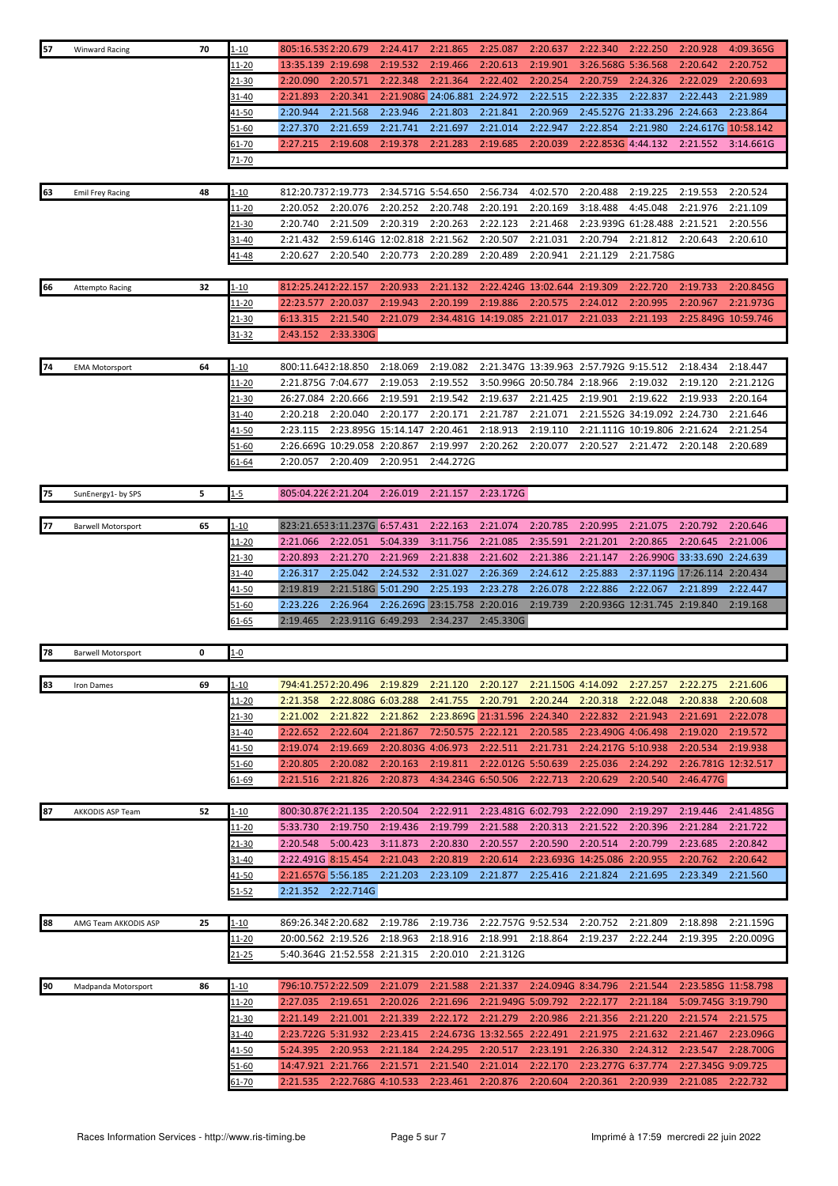| # | Team | Laps | Range | 1 | 2 | 3 | 4 | 5 | 6 | 7 | 8 | 9 | 10 |
|---|---|---|---|---|---|---|---|---|---|---|---|---|---|
| 57 | Winward Racing | 70 | 1-10 | 805:16.539 | 2:20.679 | 2:24.417 | 2:21.865 | 2:25.087 | 2:20.637 | 2:22.340 | 2:22.250 | 2:20.928 | 4:09.365G |
| | | | 11-20 | 13:35.139 | 2:19.698 | 2:19.532 | 2:19.466 | 2:20.613 | 2:19.901 | 3:26.568G | 5:36.568 | 2:20.642 | 2:20.752 |
| | | | 21-30 | 2:20.090 | 2:20.571 | 2:22.348 | 2:21.364 | 2:22.402 | 2:20.254 | 2:20.759 | 2:24.326 | 2:22.029 | 2:20.693 |
| | | | 31-40 | 2:21.893 | 2:20.341 | 2:21.908G | 24:06.881 | 2:24.972 | 2:22.515 | 2:22.335 | 2:22.837 | 2:22.443 | 2:21.989 |
| | | | 41-50 | 2:20.944 | 2:21.568 | 2:23.946 | 2:21.803 | 2:21.841 | 2:20.969 | 2:45.527G | 21:33.296 | 2:24.663 | 2:23.864 |
| | | | 51-60 | 2:27.370 | 2:21.659 | 2:21.741 | 2:21.697 | 2:21.014 | 2:22.947 | 2:22.854 | 2:21.980 | 2:24.617G | 10:58.142 |
| | | | 61-70 | 2:27.215 | 2:19.608 | 2:19.378 | 2:21.283 | 2:19.685 | 2:20.039 | 2:22.853G | 4:44.132 | 2:21.552 | 3:14.661G |
| | | | 71-70 | | | | | | | | | | |
| 63 | Emil Frey Racing | 48 | 1-10 | 812:20.737 | 2:19.773 | 2:34.571G | 5:54.650 | 2:56.734 | 4:02.570 | 2:20.488 | 2:19.225 | 2:19.553 | 2:20.524 |
| | | | 11-20 | 2:20.052 | 2:20.076 | 2:20.252 | 2:20.748 | 2:20.191 | 2:20.169 | 3:18.488 | 4:45.048 | 2:21.976 | 2:21.109 |
| | | | 21-30 | 2:20.740 | 2:21.509 | 2:20.319 | 2:20.263 | 2:22.123 | 2:21.468 | 2:23.939G | 61:28.488 | 2:21.521 | 2:20.556 |
| | | | 31-40 | 2:21.432 | 2:59.614G | 12:02.818 | 2:21.562 | 2:20.507 | 2:21.031 | 2:20.794 | 2:21.812 | 2:20.643 | 2:20.610 |
| | | | 41-48 | 2:20.627 | 2:20.540 | 2:20.773 | 2:20.289 | 2:20.489 | 2:20.941 | 2:21.129 | 2:21.758G | | |
| 66 | Attempto Racing | 32 | 1-10 | 812:25.241 | 2:22.157 | 2:20.933 | 2:21.132 | 2:22.424G | 13:02.644 | 2:19.309 | 2:22.720 | 2:19.733 | 2:20.845G |
| | | | 11-20 | 22:23.577 | 2:20.037 | 2:19.943 | 2:20.199 | 2:19.886 | 2:20.575 | 2:24.012 | 2:20.995 | 2:20.967 | 2:21.973G |
| | | | 21-30 | 6:13.315 | 2:21.540 | 2:21.079 | 2:34.481G | 14:19.085 | 2:21.017 | 2:21.033 | 2:21.193 | 2:25.849G | 10:59.746 |
| | | | 31-32 | 2:43.152 | 2:33.330G | | | | | | | | |
| 74 | EMA Motorsport | 64 | 1-10 | 800:11.643 | 2:18.850 | 2:18.069 | 2:19.082 | 2:21.347G | 13:39.963 | 2:57.792G | 9:15.512 | 2:18.434 | 2:18.447 |
| | | | 11-20 | 2:21.875G | 7:04.677 | 2:19.053 | 2:19.552 | 3:50.996G | 20:50.784 | 2:18.966 | 2:19.032 | 2:19.120 | 2:21.212G |
| | | | 21-30 | 26:27.084 | 2:20.666 | 2:19.591 | 2:19.542 | 2:19.637 | 2:21.425 | 2:19.901 | 2:19.622 | 2:19.933 | 2:20.164 |
| | | | 31-40 | 2:20.218 | 2:20.040 | 2:20.177 | 2:20.171 | 2:21.787 | 2:21.071 | 2:21.552G | 34:19.092 | 2:24.730 | 2:21.646 |
| | | | 41-50 | 2:23.115 | 2:23.895G | 15:14.147 | 2:20.461 | 2:18.913 | 2:19.110 | 2:21.111G | 10:19.806 | 2:21.624 | 2:21.254 |
| | | | 51-60 | 2:26.669G | 10:29.058 | 2:20.867 | 2:19.997 | 2:20.262 | 2:20.077 | 2:20.527 | 2:21.472 | 2:20.148 | 2:20.689 |
| | | | 61-64 | 2:20.057 | 2:20.409 | 2:20.951 | 2:44.272G | | | | | | |
| 75 | SunEnergy1- by SPS | 5 | 1-5 | 805:04.226 | 2:21.204 | 2:26.019 | 2:21.157 | 2:23.172G | | | | | |
| 77 | Barwell Motorsport | 65 | 1-10 | 823:21.653 | 3:11.237G | 6:57.431 | 2:22.163 | 2:21.074 | 2:20.785 | 2:20.995 | 2:21.075 | 2:20.792 | 2:20.646 |
| | | | 11-20 | 2:21.066 | 2:22.051 | 5:04.339 | 3:11.756 | 2:21.085 | 2:35.591 | 2:21.201 | 2:20.865 | 2:20.645 | 2:21.006 |
| | | | 21-30 | 2:20.893 | 2:21.270 | 2:21.969 | 2:21.838 | 2:21.602 | 2:21.386 | 2:21.147 | 2:26.990G | 33:33.690 | 2:24.639 |
| | | | 31-40 | 2:26.317 | 2:25.042 | 2:24.532 | 2:31.027 | 2:26.369 | 2:24.612 | 2:25.883 | 2:37.119G | 17:26.114 | 2:20.434 |
| | | | 41-50 | 2:19.819 | 2:21.518G | 5:01.290 | 2:25.193 | 2:23.278 | 2:26.078 | 2:22.886 | 2:22.067 | 2:21.899 | 2:22.447 |
| | | | 51-60 | 2:23.226 | 2:26.964 | 2:26.269G | 23:15.758 | 2:20.016 | 2:19.739 | 2:20.936G | 12:31.745 | 2:19.840 | 2:19.168 |
| | | | 61-65 | 2:19.465 | 2:23.911G | 6:49.293 | 2:34.237 | 2:45.330G | | | | | |
| 78 | Barwell Motorsport | 0 | 1-0 | | | | | | | | | | |
| 83 | Iron Dames | 69 | 1-10 | 794:41.257 | 2:20.496 | 2:19.829 | 2:21.120 | 2:20.127 | 2:21.150G | 4:14.092 | 2:27.257 | 2:22.275 | 2:21.606 |
| | | | 11-20 | 2:21.358 | 2:22.808G | 6:03.288 | 2:41.755 | 2:20.791 | 2:20.244 | 2:20.318 | 2:22.048 | 2:20.838 | 2:20.608 |
| | | | 21-30 | 2:21.002 | 2:21.822 | 2:21.862 | 2:23.869G | 21:31.596 | 2:24.340 | 2:22.832 | 2:21.943 | 2:21.691 | 2:22.078 |
| | | | 31-40 | 2:22.652 | 2:22.604 | 2:21.867 | 72:50.575 | 2:22.121 | 2:20.585 | 2:23.490G | 4:06.498 | 2:19.020 | 2:19.572 |
| | | | 41-50 | 2:19.074 | 2:19.669 | 2:20.803G | 4:06.973 | 2:22.511 | 2:21.731 | 2:24.217G | 5:10.938 | 2:20.534 | 2:19.938 |
| | | | 51-60 | 2:20.805 | 2:20.082 | 2:20.163 | 2:19.811 | 2:22.012G | 5:50.639 | 2:25.036 | 2:24.292 | 2:26.781G | 12:32.517 |
| | | | 61-69 | 2:21.516 | 2:21.826 | 2:20.873 | 4:34.234G | 6:50.506 | 2:22.713 | 2:20.629 | 2:20.540 | 2:46.477G | |
| 87 | AKKODIS ASP Team | 52 | 1-10 | 800:30.876 | 2:21.135 | 2:20.504 | 2:22.911 | 2:23.481G | 6:02.793 | 2:22.090 | 2:19.297 | 2:19.446 | 2:41.485G |
| | | | 11-20 | 5:33.730 | 2:19.750 | 2:19.436 | 2:19.799 | 2:21.588 | 2:20.313 | 2:21.522 | 2:20.396 | 2:21.284 | 2:21.722 |
| | | | 21-30 | 2:20.548 | 5:00.423 | 3:11.873 | 2:20.830 | 2:20.557 | 2:20.590 | 2:20.514 | 2:20.799 | 2:23.685 | 2:20.842 |
| | | | 31-40 | 2:22.491G | 8:15.454 | 2:21.043 | 2:20.819 | 2:20.614 | 2:23.693G | 14:25.086 | 2:20.955 | 2:20.762 | 2:20.642 |
| | | | 41-50 | 2:21.657G | 5:56.185 | 2:21.203 | 2:23.109 | 2:21.877 | 2:25.416 | 2:21.824 | 2:21.695 | 2:23.349 | 2:21.560 |
| | | | 51-52 | 2:21.352 | 2:22.714G | | | | | | | | |
| 88 | AMG Team AKKODIS ASP | 25 | 1-10 | 869:26.348 | 2:20.682 | 2:19.786 | 2:19.736 | 2:22.757G | 9:52.534 | 2:20.752 | 2:21.809 | 2:18.898 | 2:21.159G |
| | | | 11-20 | 20:00.562 | 2:19.526 | 2:18.963 | 2:18.916 | 2:18.991 | 2:18.864 | 2:19.237 | 2:22.244 | 2:19.395 | 2:20.009G |
| | | | 21-25 | 5:40.364G | 21:52.558 | 2:21.315 | 2:20.010 | 2:21.312G | | | | | |
| 90 | Madpanda Motorsport | 86 | 1-10 | 796:10.757 | 2:22.509 | 2:21.079 | 2:21.588 | 2:21.337 | 2:24.094G | 8:34.796 | 2:21.544 | 2:23.585G | 11:58.798 |
| | | | 11-20 | 2:27.035 | 2:19.651 | 2:20.026 | 2:21.696 | 2:21.949G | 5:09.792 | 2:22.177 | 2:21.184 | 5:09.745G | 3:19.790 |
| | | | 21-30 | 2:21.149 | 2:21.001 | 2:21.339 | 2:22.172 | 2:21.279 | 2:20.986 | 2:21.356 | 2:21.220 | 2:21.574 | 2:21.575 |
| | | | 31-40 | 2:23.722G | 5:31.932 | 2:23.415 | 2:24.673G | 13:32.565 | 2:22.491 | 2:21.975 | 2:21.632 | 2:21.467 | 2:23.096G |
| | | | 41-50 | 5:24.395 | 2:20.953 | 2:21.184 | 2:24.295 | 2:20.517 | 2:23.191 | 2:26.330 | 2:24.312 | 2:23.547 | 2:28.700G |
| | | | 51-60 | 14:47.921 | 2:21.766 | 2:21.571 | 2:21.540 | 2:21.014 | 2:22.170 | 2:23.277G | 6:37.774 | 2:27.345G | 9:09.725 |
| | | | 61-70 | 2:21.535 | 2:22.768G | 4:10.533 | 2:23.461 | 2:20.876 | 2:20.604 | 2:20.361 | 2:20.939 | 2:21.085 | 2:22.732 |

Races Information Services - http://www.ris-timing.be

Imprimé à 17:59 mercredi 22 juin 2022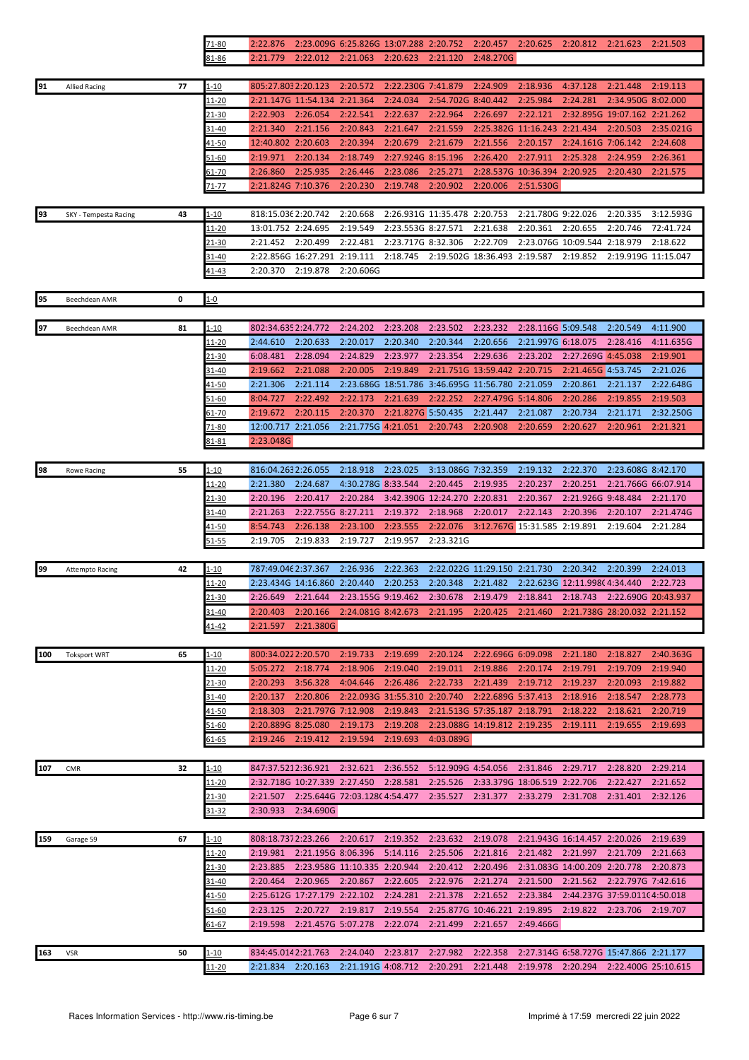| No | Team | Laps | Range | 1 | 2 | 3 | 4 | 5 | 6 | 7 | 8 | 9 | 10 |
|---|---|---|---|---|---|---|---|---|---|---|---|---|---|
| | | | 71-80 | 2:22.876 | 2:23.009G | 6:25.826G | 13:07.288 | 2:20.752 | 2:20.457 | 2:20.625 | 2:20.812 | 2:21.623 | 2:21.503 |
| | | | 81-86 | 2:21.779 | 2:22.012 | 2:21.063 | 2:20.623 | 2:21.120 | 2:48.270G | | | | |
| 91 | Allied Racing | 77 | 1-10 | 805:27.803 | 2:20.123 | 2:20.572 | 2:22.230G | 7:41.879 | 2:24.909 | 2:18.936 | 4:37.128 | 2:21.448 | 2:19.113 |
| | | | 11-20 | 2:21.147G | 11:54.134 | 2:21.364 | 2:24.034 | 2:54.702G | 8:40.442 | 2:25.984 | 2:24.281 | 2:34.950G | 8:02.000 |
| | | | 21-30 | 2:22.903 | 2:26.054 | 2:22.541 | 2:22.637 | 2:22.964 | 2:26.697 | 2:22.121 | 2:32.895G | 19:07.162 | 2:21.262 |
| | | | 31-40 | 2:21.340 | 2:21.156 | 2:20.843 | 2:21.647 | 2:21.559 | 2:25.382G | 11:16.243 | 2:21.434 | 2:20.503 | 2:35.021G |
| | | | 41-50 | 12:40.802 | 2:20.603 | 2:20.394 | 2:20.679 | 2:21.679 | 2:21.556 | 2:20.157 | 2:24.161G | 7:06.142 | 2:24.608 |
| | | | 51-60 | 2:19.971 | 2:20.134 | 2:18.749 | 2:27.924G | 8:15.196 | 2:26.420 | 2:27.911 | 2:25.328 | 2:24.959 | 2:26.361 |
| | | | 61-70 | 2:26.860 | 2:25.935 | 2:26.446 | 2:23.086 | 2:25.271 | 2:28.537G | 10:36.394 | 2:20.925 | 2:20.430 | 2:21.575 |
| | | | 71-77 | 2:21.824G | 7:10.376 | 2:20.230 | 2:19.748 | 2:20.902 | 2:20.006 | 2:51.530G | | | |
| 93 | SKY - Tempesta Racing | 43 | 1-10 | 818:15.036 | 2:20.742 | 2:20.668 | 2:26.931G | 11:35.478 | 2:20.753 | 2:21.780G | 9:22.026 | 2:20.335 | 3:12.593G |
| | | | 11-20 | 13:01.752 | 2:24.695 | 2:19.549 | 2:23.553G | 8:27.571 | 2:21.638 | 2:20.361 | 2:20.655 | 2:20.746 | 72:41.724 |
| | | | 21-30 | 2:21.452 | 2:20.499 | 2:22.481 | 2:23.717G | 8:32.306 | 2:22.709 | 2:23.076G | 10:09.544 | 2:18.979 | 2:18.622 |
| | | | 31-40 | 2:22.856G | 16:27.291 | 2:19.111 | 2:18.745 | 2:19.502G | 18:36.493 | 2:19.587 | 2:19.852 | 2:19.919G | 11:15.047 |
| | | | 41-43 | 2:20.370 | 2:19.878 | 2:20.606G | | | | | | | |
| 95 | Beechdean AMR | 0 | 1-0 | | | | | | | | | | |
| 97 | Beechdean AMR | 81 | 1-10 | 802:34.635 | 2:24.772 | 2:24.202 | 2:23.208 | 2:23.502 | 2:23.232 | 2:28.116G | 5:09.548 | 2:20.549 | 4:11.900 |
| | | | 11-20 | 2:44.610 | 2:20.633 | 2:20.017 | 2:20.340 | 2:20.344 | 2:20.656 | 2:21.997G | 6:18.075 | 2:28.416 | 4:11.635G |
| | | | 21-30 | 6:08.481 | 2:28.094 | 2:24.829 | 2:23.977 | 2:23.354 | 2:29.636 | 2:23.202 | 2:27.269G | 4:45.038 | 2:19.901 |
| | | | 31-40 | 2:19.662 | 2:21.088 | 2:20.005 | 2:19.849 | 2:21.751G | 13:59.442 | 2:20.715 | 2:21.465G | 4:53.745 | 2:21.026 |
| | | | 41-50 | 2:21.306 | 2:21.114 | 2:23.686G | 18:51.786 | 3:46.695G | 11:56.780 | 2:21.059 | 2:20.861 | 2:21.137 | 2:22.648G |
| | | | 51-60 | 8:04.727 | 2:22.492 | 2:22.173 | 2:21.639 | 2:22.252 | 2:27.479G | 5:14.806 | 2:20.286 | 2:19.855 | 2:19.503 |
| | | | 61-70 | 2:19.672 | 2:20.115 | 2:20.370 | 2:21.827G | 5:50.435 | 2:21.447 | 2:21.087 | 2:20.734 | 2:21.171 | 2:32.250G |
| | | | 71-80 | 12:00.717 | 2:21.056 | 2:21.775G | 4:21.051 | 2:20.743 | 2:20.908 | 2:20.659 | 2:20.627 | 2:20.961 | 2:21.321 |
| | | | 81-81 | 2:23.048G | | | | | | | | | |
| 98 | Rowe Racing | 55 | 1-10 | 816:04.263 | 2:26.055 | 2:18.918 | 2:23.025 | 3:13.086G | 7:32.359 | 2:19.132 | 2:22.370 | 2:23.608G | 8:42.170 |
| | | | 11-20 | 2:21.380 | 2:24.687 | 4:30.278G | 8:33.544 | 2:20.445 | 2:19.935 | 2:20.237 | 2:20.251 | 2:21.766G | 66:07.914 |
| | | | 21-30 | 2:20.196 | 2:20.417 | 2:20.284 | 3:42.390G | 12:24.270 | 2:20.831 | 2:20.367 | 2:21.926G | 9:48.484 | 2:21.170 |
| | | | 31-40 | 2:21.263 | 2:22.755G | 8:27.211 | 2:19.372 | 2:18.968 | 2:20.017 | 2:22.143 | 2:20.396 | 2:20.107 | 2:21.474G |
| | | | 41-50 | 8:54.743 | 2:26.138 | 2:23.100 | 2:23.555 | 2:22.076 | 3:12.767G | 15:31.585 | 2:19.891 | 2:19.604 | 2:21.284 |
| | | | 51-55 | 2:19.705 | 2:19.833 | 2:19.727 | 2:19.957 | 2:23.321G | | | | | |
| 99 | Attempto Racing | 42 | 1-10 | 787:49.046 | 2:37.367 | 2:26.936 | 2:22.363 | 2:22.022G | 11:29.150 | 2:21.730 | 2:20.342 | 2:20.399 | 2:24.013 |
| | | | 11-20 | 2:23.434G | 14:16.860 | 2:20.440 | 2:20.253 | 2:20.348 | 2:21.482 | 2:22.623G | 12:11.998 | 4:34.440 | 2:22.723 |
| | | | 21-30 | 2:26.649 | 2:21.644 | 2:23.155G | 9:19.462 | 2:30.678 | 2:19.479 | 2:18.841 | 2:18.743 | 2:22.690G | 20:43.937 |
| | | | 31-40 | 2:20.403 | 2:20.166 | 2:24.081G | 8:42.673 | 2:21.195 | 2:20.425 | 2:21.460 | 2:21.738G | 28:20.032 | 2:21.152 |
| | | | 41-42 | 2:21.597 | 2:21.380G | | | | | | | | |
| 100 | Toksport WRT | 65 | 1-10 | 800:34.022 | 2:20.570 | 2:19.733 | 2:19.699 | 2:20.124 | 2:22.696G | 6:09.098 | 2:21.180 | 2:18.827 | 2:40.363G |
| | | | 11-20 | 5:05.272 | 2:18.774 | 2:18.906 | 2:19.040 | 2:19.011 | 2:19.886 | 2:20.174 | 2:19.791 | 2:19.709 | 2:19.940 |
| | | | 21-30 | 2:20.293 | 3:56.328 | 4:04.646 | 2:26.486 | 2:22.733 | 2:21.439 | 2:19.712 | 2:19.237 | 2:20.093 | 2:19.882 |
| | | | 31-40 | 2:20.137 | 2:20.806 | 2:22.093G | 31:55.310 | 2:20.740 | 2:22.689G | 5:37.413 | 2:18.916 | 2:18.547 | 2:28.773 |
| | | | 41-50 | 2:18.303 | 2:21.797G | 7:12.908 | 2:19.843 | 2:21.513G | 57:35.187 | 2:18.791 | 2:18.222 | 2:18.621 | 2:20.719 |
| | | | 51-60 | 2:20.889G | 8:25.080 | 2:19.173 | 2:19.208 | 2:23.088G | 14:19.812 | 2:19.235 | 2:19.111 | 2:19.655 | 2:19.693 |
| | | | 61-65 | 2:19.246 | 2:19.412 | 2:19.594 | 2:19.693 | 4:03.089G | | | | | |
| 107 | CMR | 32 | 1-10 | 847:37.521 | 2:36.921 | 2:32.621 | 2:36.552 | 5:12.909G | 4:54.056 | 2:31.846 | 2:29.717 | 2:28.820 | 2:29.214 |
| | | | 11-20 | 2:32.718G | 10:27.339 | 2:27.450 | 2:28.581 | 2:25.526 | 2:33.379G | 18:06.519 | 2:22.706 | 2:22.427 | 2:21.652 |
| | | | 21-30 | 2:21.507 | 2:25.644G | 72:03.128 | 4:54.477 | 2:35.527 | 2:31.377 | 2:33.279 | 2:31.708 | 2:31.401 | 2:32.126 |
| | | | 31-32 | 2:30.933 | 2:34.690G | | | | | | | | |
| 159 | Garage 59 | 67 | 1-10 | 808:18.737 | 2:23.266 | 2:20.617 | 2:19.352 | 2:23.632 | 2:19.078 | 2:21.943G | 16:14.457 | 2:20.026 | 2:19.639 |
| | | | 11-20 | 2:19.981 | 2:21.195G | 8:06.396 | 5:14.116 | 2:25.506 | 2:21.816 | 2:21.482 | 2:21.997 | 2:21.709 | 2:21.663 |
| | | | 21-30 | 2:23.885 | 2:23.958G | 11:10.335 | 2:20.944 | 2:20.412 | 2:20.496 | 2:31.083G | 14:00.209 | 2:20.778 | 2:20.873 |
| | | | 31-40 | 2:20.464 | 2:20.965 | 2:20.867 | 2:22.605 | 2:22.976 | 2:21.274 | 2:21.500 | 2:21.562 | 2:22.797G | 7:42.616 |
| | | | 41-50 | 2:25.612G | 17:27.179 | 2:22.102 | 2:24.281 | 2:21.378 | 2:21.652 | 2:23.384 | 2:44.237G | 37:59.011 | 4:50.018 |
| | | | 51-60 | 2:23.125 | 2:20.727 | 2:19.817 | 2:19.554 | 2:25.877G | 10:46.221 | 2:19.895 | 2:19.822 | 2:23.706 | 2:19.707 |
| | | | 61-67 | 2:19.598 | 2:21.457G | 5:07.278 | 2:22.074 | 2:21.499 | 2:21.657 | 2:49.466G | | | |
| 163 | VSR | 50 | 1-10 | 834:45.014 | 2:21.763 | 2:24.040 | 2:23.817 | 2:27.982 | 2:22.358 | 2:27.314G | 6:58.727G | 15:47.866 | 2:21.177 |
| | | | 11-20 | 2:21.834 | 2:20.163 | 2:21.191G | 4:08.712 | 2:20.291 | 2:21.448 | 2:19.978 | 2:20.294 | 2:22.400G | 25:10.615 |

Races Information Services - http://www.ris-timing.be

Imprimé à 17:59 mercredi 22 juin 2022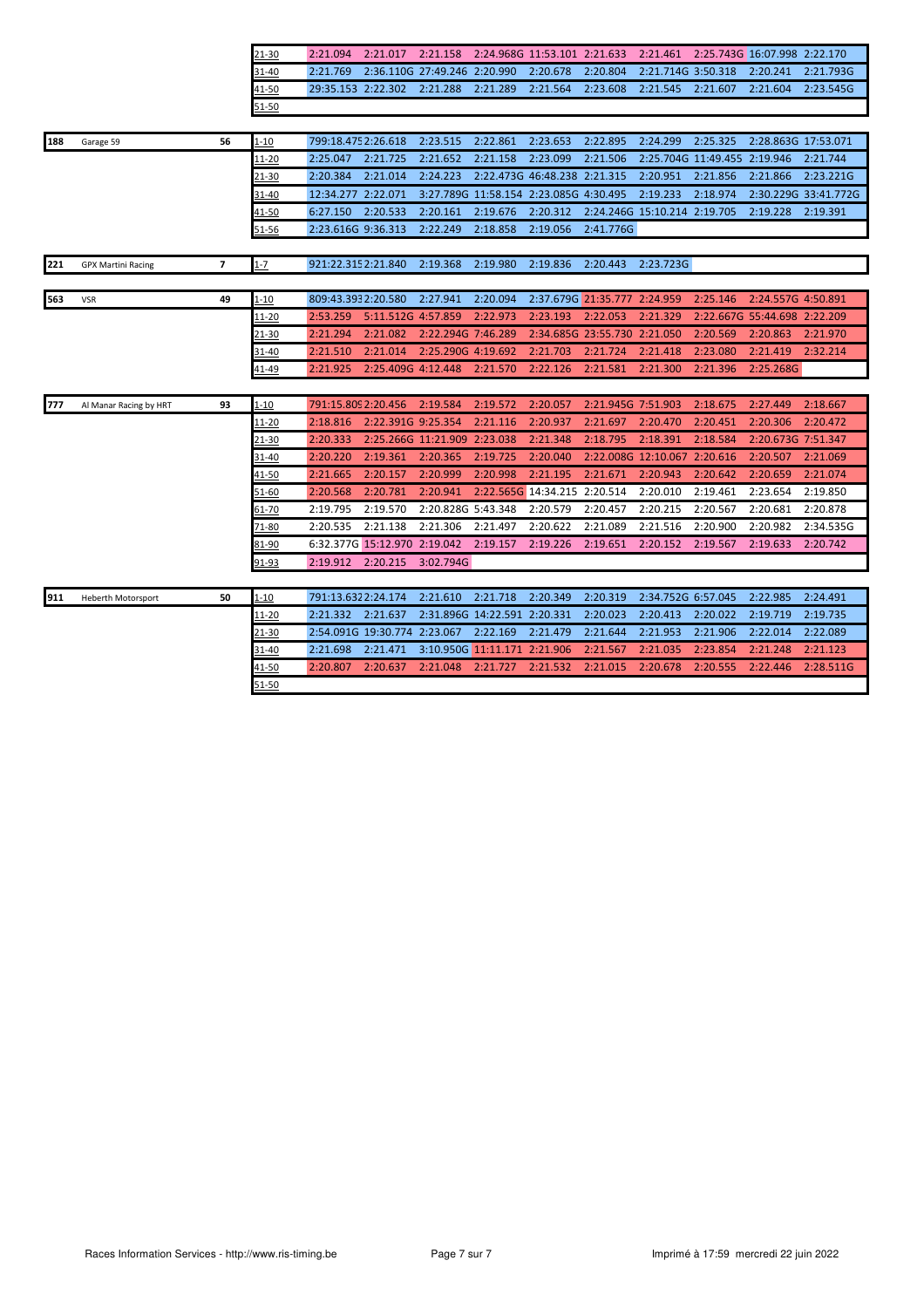| | | | | | | | | | | | | | |
|---|---|---|---|---|---|---|---|---|---|---|---|---|---|
| | | | 21-30 | 2:21.094 | 2:21.017 | 2:21.158 | 2:24.968G | 11:53.101 | 2:21.633 | 2:21.461 | 2:25.743G | 16:07.998 | 2:22.170 |
| | | | 31-40 | 2:21.769 | 2:36.110G | 27:49.246 | 2:20.990 | 2:20.678 | 2:20.804 | 2:21.714G | 3:50.318 | 2:20.241 | 2:21.793G |
| | | | 41-50 | 29:35.153 | 2:22.302 | 2:21.288 | 2:21.289 | 2:21.564 | 2:23.608 | 2:21.545 | 2:21.607 | 2:21.604 | 2:23.545G |
| | | | 51-50 | | | | | | | | | | |
| 188 | Garage 59 | 56 | 1-10 | 799:18.475 | 2:26.618 | 2:23.515 | 2:22.861 | 2:23.653 | 2:22.895 | 2:24.299 | 2:25.325 | 2:28.863G | 17:53.071 |
| | | | 11-20 | 2:25.047 | 2:21.725 | 2:21.652 | 2:21.158 | 2:23.099 | 2:21.506 | 2:25.704G | 11:49.455 | 2:19.946 | 2:21.744 |
| | | | 21-30 | 2:20.384 | 2:21.014 | 2:24.223 | 2:22.473G | 46:48.238 | 2:21.315 | 2:20.951 | 2:21.856 | 2:21.866 | 2:23.221G |
| | | | 31-40 | 12:34.277 | 2:22.071 | 3:27.789G | 11:58.154 | 2:23.085G | 4:30.495 | 2:19.233 | 2:18.974 | 2:30.229G | 33:41.772G |
| | | | 41-50 | 6:27.150 | 2:20.533 | 2:20.161 | 2:19.676 | 2:20.312 | 2:24.246G | 15:10.214 | 2:19.705 | 2:19.228 | 2:19.391 |
| | | | 51-56 | 2:23.616G | 9:36.313 | 2:22.249 | 2:18.858 | 2:19.056 | 2:41.776G | | | | |
| 221 | GPX Martini Racing | 7 | 1-7 | 921:22.315 | 2:21.840 | 2:19.368 | 2:19.980 | 2:19.836 | 2:20.443 | 2:23.723G | | | |
| 563 | VSR | 49 | 1-10 | 809:43.393 | 2:20.580 | 2:27.941 | 2:20.094 | 2:37.679G | 21:35.777 | 2:24.959 | 2:25.146 | 2:24.557G | 4:50.891 |
| | | | 11-20 | 2:53.259 | 5:11.512G | 4:57.859 | 2:22.973 | 2:23.193 | 2:22.053 | 2:21.329 | 2:22.667G | 55:44.698 | 2:22.209 |
| | | | 21-30 | 2:21.294 | 2:21.082 | 2:22.294G | 7:46.289 | 2:34.685G | 23:55.730 | 2:21.050 | 2:20.569 | 2:20.863 | 2:21.970 |
| | | | 31-40 | 2:21.510 | 2:21.014 | 2:25.290G | 4:19.692 | 2:21.703 | 2:21.724 | 2:21.418 | 2:23.080 | 2:21.419 | 2:32.214 |
| | | | 41-49 | 2:21.925 | 2:25.409G | 4:12.448 | 2:21.570 | 2:22.126 | 2:21.581 | 2:21.300 | 2:21.396 | 2:25.268G | |
| 777 | Al Manar Racing by HRT | 93 | 1-10 | 791:15.809 | 2:20.456 | 2:19.584 | 2:19.572 | 2:20.057 | 2:21.945G | 7:51.903 | 2:18.675 | 2:27.449 | 2:18.667 |
| | | | 11-20 | 2:18.816 | 2:22.391G | 9:25.354 | 2:21.116 | 2:20.937 | 2:21.697 | 2:20.470 | 2:20.451 | 2:20.306 | 2:20.472 |
| | | | 21-30 | 2:20.333 | 2:25.266G | 11:21.909 | 2:23.038 | 2:21.348 | 2:18.795 | 2:18.391 | 2:18.584 | 2:20.673G | 7:51.347 |
| | | | 31-40 | 2:20.220 | 2:19.361 | 2:20.365 | 2:19.725 | 2:20.040 | 2:22.008G | 12:10.067 | 2:20.616 | 2:20.507 | 2:21.069 |
| | | | 41-50 | 2:21.665 | 2:20.157 | 2:20.999 | 2:20.998 | 2:21.195 | 2:21.671 | 2:20.943 | 2:20.642 | 2:20.659 | 2:21.074 |
| | | | 51-60 | 2:20.568 | 2:20.781 | 2:20.941 | 2:22.565G | 14:34.215 | 2:20.514 | 2:20.010 | 2:19.461 | 2:23.654 | 2:19.850 |
| | | | 61-70 | 2:19.795 | 2:19.570 | 2:20.828G | 5:43.348 | 2:20.579 | 2:20.457 | 2:20.215 | 2:20.567 | 2:20.681 | 2:20.878 |
| | | | 71-80 | 2:20.535 | 2:21.138 | 2:21.306 | 2:21.497 | 2:20.622 | 2:21.089 | 2:21.516 | 2:20.900 | 2:20.982 | 2:34.535G |
| | | | 81-90 | 6:32.377G | 15:12.970 | 2:19.042 | 2:19.157 | 2:19.226 | 2:19.651 | 2:20.152 | 2:19.567 | 2:19.633 | 2:20.742 |
| | | | 91-93 | 2:19.912 | 2:20.215 | 3:02.794G | | | | | | | |
| 911 | Heberth Motorsport | 50 | 1-10 | 791:13.632 | 2:24.174 | 2:21.610 | 2:21.718 | 2:20.349 | 2:20.319 | 2:34.752G | 6:57.045 | 2:22.985 | 2:24.491 |
| | | | 11-20 | 2:21.332 | 2:21.637 | 2:31.896G | 14:22.591 | 2:20.331 | 2:20.023 | 2:20.413 | 2:20.022 | 2:19.719 | 2:19.735 |
| | | | 21-30 | 2:54.091G | 19:30.774 | 2:23.067 | 2:22.169 | 2:21.479 | 2:21.644 | 2:21.953 | 2:21.906 | 2:22.014 | 2:22.089 |
| | | | 31-40 | 2:21.698 | 2:21.471 | 3:10.950G | 11:11.171 | 2:21.906 | 2:21.567 | 2:21.035 | 2:23.854 | 2:21.248 | 2:21.123 |
| | | | 41-50 | 2:20.807 | 2:20.637 | 2:21.048 | 2:21.727 | 2:21.532 | 2:21.015 | 2:20.678 | 2:20.555 | 2:22.446 | 2:28.511G |
| | | | 51-50 | | | | | | | | | | |

Races Information Services - http://www.ris-timing.be

Imprimé à 17:59 mercredi 22 juin 2022